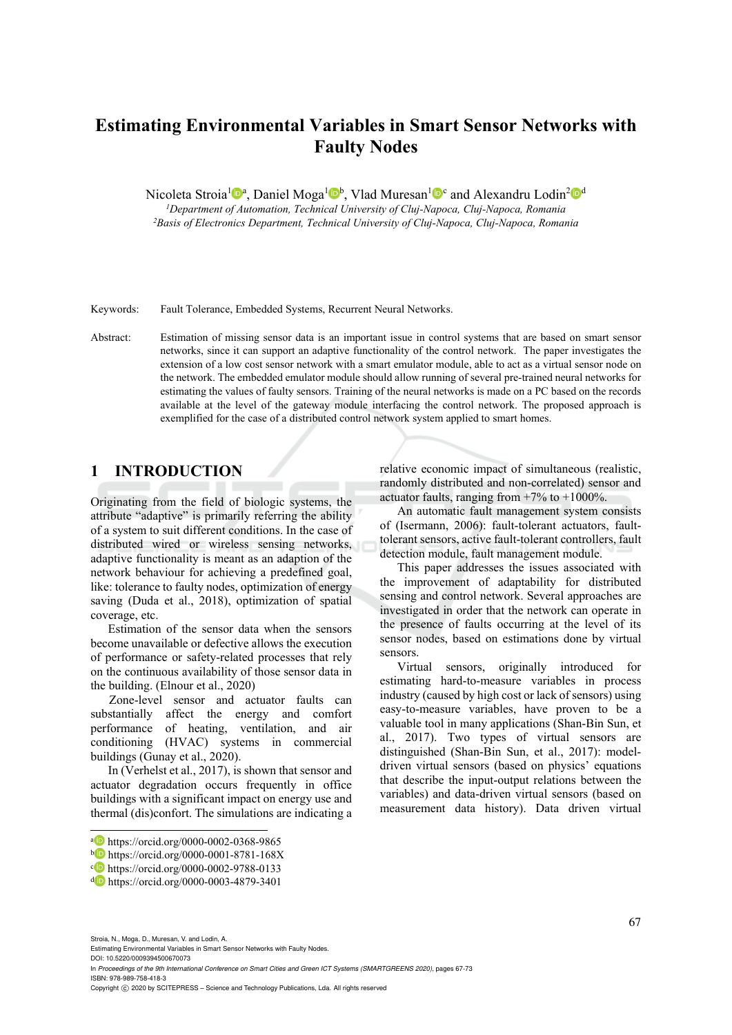# Estimating Environmental Variables in Smart Sensor Networks with Faulty Nodes

Nicoleta Stroia[1][a], Daniel Moga[1][b], Vlad Muresan[1][c] and Alexandru Lodin[2][d]

[1]*Department of Automation, Technical University of Cluj-Napoca, Cluj-Napoca, Romania*
[2]*Basis of Electronics Department, Technical University of Cluj-Napoca, Cluj-Napoca, Romania*

Keywords: Fault Tolerance, Embedded Systems, Recurrent Neural Networks.

Abstract: Estimation of missing sensor data is an important issue in control systems that are based on smart sensor networks, since it can support an adaptive functionality of the control network. The paper investigates the extension of a low cost sensor network with a smart emulator module, able to act as a virtual sensor node on the network. The embedded emulator module should allow running of several pre-trained neural networks for estimating the values of faulty sensors. Training of the neural networks is made on a PC based on the records available at the level of the gateway module interfacing the control network. The proposed approach is exemplified for the case of a distributed control network system applied to smart homes.

## 1 INTRODUCTION

Originating from the field of biologic systems, the attribute "adaptive" is primarily referring the ability of a system to suit different conditions. In the case of distributed wired or wireless sensing networks, adaptive functionality is meant as an adaption of the network behaviour for achieving a predefined goal, like: tolerance to faulty nodes, optimization of energy saving (Duda et al., 2018), optimization of spatial coverage, etc.

Estimation of the sensor data when the sensors become unavailable or defective allows the execution of performance or safety-related processes that rely on the continuous availability of those sensor data in the building. (Elnour et al., 2020)

Zone-level sensor and actuator faults can substantially affect the energy and comfort performance of heating, ventilation, and air conditioning (HVAC) systems in commercial buildings (Gunay et al., 2020).

In (Verhelst et al., 2017), is shown that sensor and actuator degradation occurs frequently in office buildings with a significant impact on energy use and thermal (dis)confort. The simulations are indicating a relative economic impact of simultaneous (realistic, randomly distributed and non-correlated) sensor and actuator faults, ranging from +7% to +1000%.

An automatic fault management system consists of (Isermann, 2006): fault-tolerant actuators, fault-tolerant sensors, active fault-tolerant controllers, fault detection module, fault management module.

This paper addresses the issues associated with the improvement of adaptability for distributed sensing and control network. Several approaches are investigated in order that the network can operate in the presence of faults occurring at the level of its sensor nodes, based on estimations done by virtual sensors.

Virtual sensors, originally introduced for estimating hard-to-measure variables in process industry (caused by high cost or lack of sensors) using easy-to-measure variables, have proven to be a valuable tool in many applications (Shan-Bin Sun, et al., 2017). Two types of virtual sensors are distinguished (Shan-Bin Sun, et al., 2017): model-driven virtual sensors (based on physics' equations that describe the input-output relations between the variables) and data-driven virtual sensors (based on measurement data history). Data driven virtual

[a] https://orcid.org/0000-0002-0368-9865
[b] https://orcid.org/0000-0001-8781-168X
[c] https://orcid.org/0000-0002-9788-0133
[d] https://orcid.org/0000-0003-4879-3401

Stroia, N., Moga, D., Muresan, V. and Lodin, A.
Estimating Environmental Variables in Smart Sensor Networks with Faulty Nodes.
DOI: 10.5220/0009394500670073
In *Proceedings of the 9th International Conference on Smart Cities and Green ICT Systems (SMARTGREENS 2020)*, pages 67-73
ISBN: 978-989-758-418-3
Copyright © 2020 by SCITEPRESS – Science and Technology Publications, Lda. All rights reserved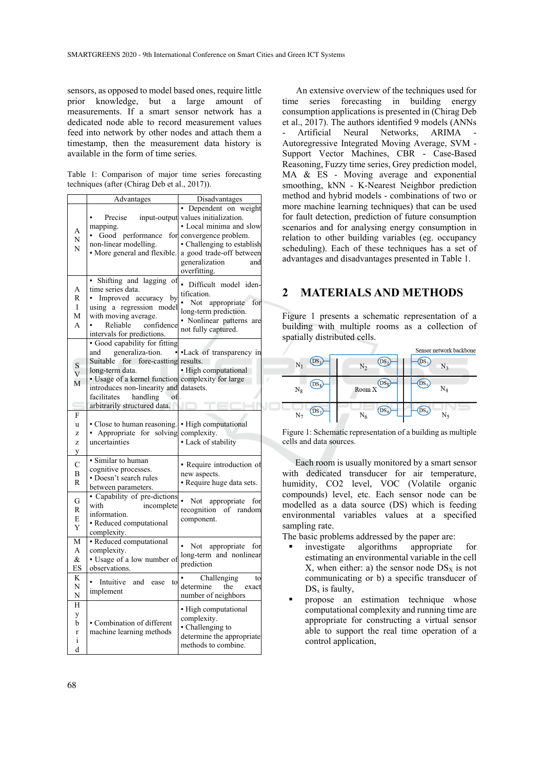sensors, as opposed to model based ones, require little prior knowledge, but a large amount of measurements. If a smart sensor network has a dedicated node able to record measurement values feed into network by other nodes and attach them a timestamp, then the measurement data history is available in the form of time series.

Table 1: Comparison of major time series forecasting techniques (after (Chirag Deb et al., 2017)).

| | Advantages | Disadvantages |
|---|---|---|
| ANN | • Precise input-output mapping. • Good performance for non-linear modelling. • More general and flexible. | • Dependent on weight values initialization. • Local minima and slow convergence problem. • Challenging to establish a good trade-off between generalization and overfitting. |
| ARIMA | • Shifting and lagging of time series data. • Improved accuracy by using a regression model with moving average. • Reliable confidence intervals for predictions. | • Difficult model identification. • Not appropriate for long-term prediction. • Nonlinear patterns are not fully captured. |
| SVM | • Good capability for fitting and generaliza-tion. • Suitable for fore-casting long-term data. • Usage of a kernel function introduces non-linearity and facilitates handling of arbitrarily structured data. | •Lack of transparency in results. • High computational complexity for large datasets. |
| Fuzzy | • Close to human reasoning. • Appropriate for solving uncertainties | • High computational complexity. • Lack of stability |
| CBR | • Similar to human cognitive processes. • Doesn't search rules between parameters. | • Require introduction of new aspects. • Require huge data sets. |
| GREY | • Capability of pre-dictions with incomplete information. • Reduced computational complexity. | • Not appropriate for recognition of random component. |
| MA & ES | • Reduced computational complexity. • Usage of a low number of observations. | • Not appropriate for long-term and nonlinear prediction |
| KNN | • Intuitive and ease to implement | • Challenging to determine the exact number of neighbors |
| Hybrid | • Combination of different machine learning methods | • High computational complexity. • Challenging to determine the appropriate methods to combine. |

An extensive overview of the techniques used for time series forecasting in building energy consumption applications is presented in (Chirag Deb et al., 2017). The authors identified 9 models (ANNs - Artificial Neural Networks, ARIMA - Autoregressive Integrated Moving Average, SVM - Support Vector Machines, CBR - Case-Based Reasoning, Fuzzy time series, Grey prediction model, MA & ES - Moving average and exponential smoothing, kNN - K-Nearest Neighbor prediction method and hybrid models - combinations of two or more machine learning techniques) that can be used for fault detection, prediction of future consumption scenarios and for analysing energy consumption in relation to other building variables (eg. occupancy scheduling). Each of these techniques has a set of advantages and disadvantages presented in Table 1.

## 2 MATERIALS AND METHODS

Figure 1 presents a schematic representation of a building with multiple rooms as a collection of spatially distributed cells.

Figure 1: Schematic representation of a building as multiple cells and data sources.

Each room is usually monitored by a smart sensor with dedicated transducer for air temperature, humidity, CO2 level, VOC (Volatile organic compounds) level, etc. Each sensor node can be modelled as a data source (DS) which is feeding environmental variables values at a specified sampling rate.

The basic problems addressed by the paper are:

- investigate algorithms appropriate for estimating an environmental variable in the cell X, when either: a) the sensor node $DS_X$ is not communicating or b) a specific transducer of $DS_x$ is faulty,
- propose an estimation technique whose computational complexity and running time are appropriate for constructing a virtual sensor able to support the real time operation of a control application,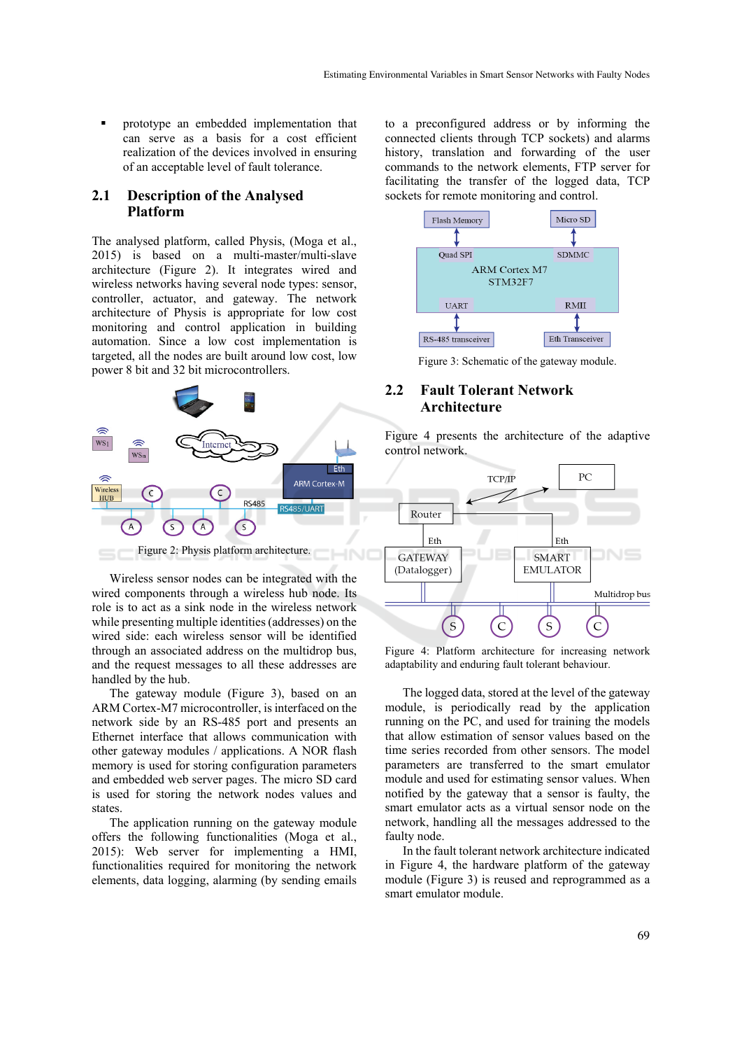- prototype an embedded implementation that can serve as a basis for a cost efficient realization of the devices involved in ensuring of an acceptable level of fault tolerance.

## 2.1 Description of the Analysed Platform

The analysed platform, called Physis, (Moga et al., 2015) is based on a multi-master/multi-slave architecture (Figure 2). It integrates wired and wireless networks having several node types: sensor, controller, actuator, and gateway. The network architecture of Physis is appropriate for low cost monitoring and control application in building automation. Since a low cost implementation is targeted, all the nodes are built around low cost, low power 8 bit and 32 bit microcontrollers.

Figure 2: Physis platform architecture.

Wireless sensor nodes can be integrated with the wired components through a wireless hub node. Its role is to act as a sink node in the wireless network while presenting multiple identities (addresses) on the wired side: each wireless sensor will be identified through an associated address on the multidrop bus, and the request messages to all these addresses are handled by the hub.

The gateway module (Figure 3), based on an ARM Cortex-M7 microcontroller, is interfaced on the network side by an RS-485 port and presents an Ethernet interface that allows communication with other gateway modules / applications. A NOR flash memory is used for storing configuration parameters and embedded web server pages. The micro SD card is used for storing the network nodes values and states.

The application running on the gateway module offers the following functionalities (Moga et al., 2015): Web server for implementing a HMI, functionalities required for monitoring the network elements, data logging, alarming (by sending emails to a preconfigured address or by informing the connected clients through TCP sockets) and alarms history, translation and forwarding of the user commands to the network elements, FTP server for facilitating the transfer of the logged data, TCP sockets for remote monitoring and control.

Figure 3: Schematic of the gateway module.

## 2.2 Fault Tolerant Network Architecture

Figure 4 presents the architecture of the adaptive control network.

Figure 4: Platform architecture for increasing network adaptability and enduring fault tolerant behaviour.

The logged data, stored at the level of the gateway module, is periodically read by the application running on the PC, and used for training the models that allow estimation of sensor values based on the time series recorded from other sensors. The model parameters are transferred to the smart emulator module and used for estimating sensor values. When notified by the gateway that a sensor is faulty, the smart emulator acts as a virtual sensor node on the network, handling all the messages addressed to the faulty node.

In the fault tolerant network architecture indicated in Figure 4, the hardware platform of the gateway module (Figure 3) is reused and reprogrammed as a smart emulator module.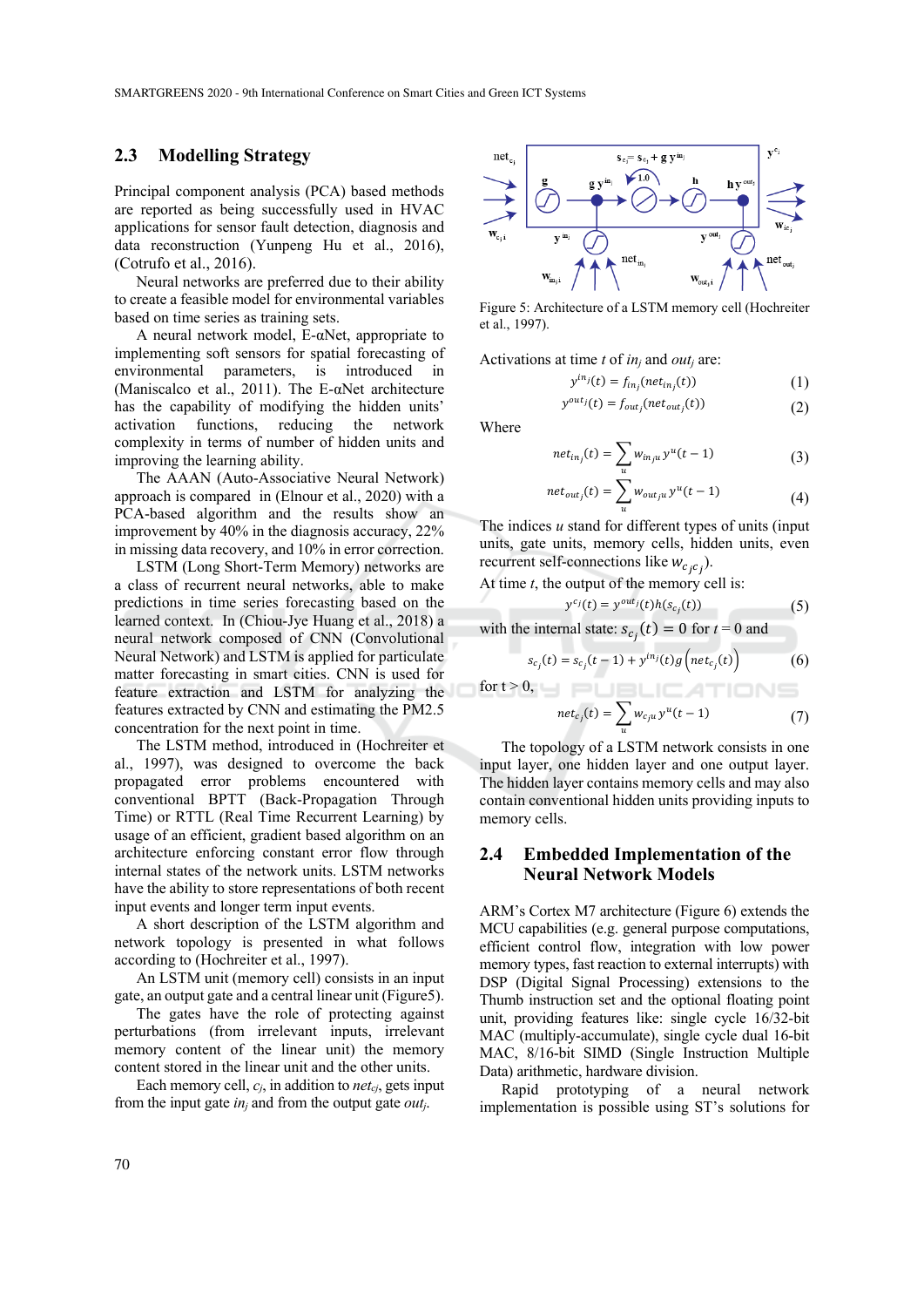## 2.3 Modelling Strategy

Principal component analysis (PCA) based methods are reported as being successfully used in HVAC applications for sensor fault detection, diagnosis and data reconstruction (Yunpeng Hu et al., 2016), (Cotrufo et al., 2016).

Neural networks are preferred due to their ability to create a feasible model for environmental variables based on time series as training sets.

A neural network model, E-αNet, appropriate to implementing soft sensors for spatial forecasting of environmental parameters, is introduced in (Maniscalco et al., 2011). The E-αNet architecture has the capability of modifying the hidden units' activation functions, reducing the network complexity in terms of number of hidden units and improving the learning ability.

The AAAN (Auto-Associative Neural Network) approach is compared in (Elnour et al., 2020) with a PCA-based algorithm and the results show an improvement by 40% in the diagnosis accuracy, 22% in missing data recovery, and 10% in error correction.

LSTM (Long Short-Term Memory) networks are a class of recurrent neural networks, able to make predictions in time series forecasting based on the learned context. In (Chiou-Jye Huang et al., 2018) a neural network composed of CNN (Convolutional Neural Network) and LSTM is applied for particulate matter forecasting in smart cities. CNN is used for feature extraction and LSTM for analyzing the features extracted by CNN and estimating the PM2.5 concentration for the next point in time.

The LSTM method, introduced in (Hochreiter et al., 1997), was designed to overcome the back propagated error problems encountered with conventional BPTT (Back-Propagation Through Time) or RTTL (Real Time Recurrent Learning) by usage of an efficient, gradient based algorithm on an architecture enforcing constant error flow through internal states of the network units. LSTM networks have the ability to store representations of both recent input events and longer term input events.

A short description of the LSTM algorithm and network topology is presented in what follows according to (Hochreiter et al., 1997).

An LSTM unit (memory cell) consists in an input gate, an output gate and a central linear unit (Figure5).

The gates have the role of protecting against perturbations (from irrelevant inputs, irrelevant memory content of the linear unit) the memory content stored in the linear unit and the other units.

Each memory cell, $c_j$, in addition to $net_{cj}$, gets input from the input gate $in_j$ and from the output gate $out_j$.

Figure 5: Architecture of a LSTM memory cell (Hochreiter et al., 1997).

Activations at time $t$ of $in_j$ and $out_j$ are:

$$y^{in_j}(t) = f_{in_j}(net_{in_j}(t)) \tag{1}$$

$$y^{out_j}(t) = f_{out_j}(net_{out_j}(t)) \tag{2}$$

Where

$$net_{in_j}(t) = \sum_u w_{in_j u} y^u(t-1) \tag{3}$$

$$net_{out_j}(t) = \sum_u w_{out_j u} y^u(t-1) \tag{4}$$

The indices $u$ stand for different types of units (input units, gate units, memory cells, hidden units, even recurrent self-connections like $w_{c_j c_j}$).

At time $t$, the output of the memory cell is:

$$y^{c_j}(t) = y^{out_j}(t) h(s_{c_j}(t)) \tag{5}$$

with the internal state: $s_{c_j}(t) = 0$ for $t = 0$ and

$$s_{c_j}(t) = s_{c_j}(t-1) + y^{in_j}(t) g\left(net_{c_j}(t)\right) \tag{6}$$

for $t > 0$,

$$net_{c_j}(t) = \sum_u w_{c_j u} y^u(t-1) \tag{7}$$

The topology of a LSTM network consists in one input layer, one hidden layer and one output layer. The hidden layer contains memory cells and may also contain conventional hidden units providing inputs to memory cells.

## 2.4 Embedded Implementation of the Neural Network Models

ARM's Cortex M7 architecture (Figure 6) extends the MCU capabilities (e.g. general purpose computations, efficient control flow, integration with low power memory types, fast reaction to external interrupts) with DSP (Digital Signal Processing) extensions to the Thumb instruction set and the optional floating point unit, providing features like: single cycle 16/32-bit MAC (multiply-accumulate), single cycle dual 16-bit MAC, 8/16-bit SIMD (Single Instruction Multiple Data) arithmetic, hardware division.

Rapid prototyping of a neural network implementation is possible using ST's solutions for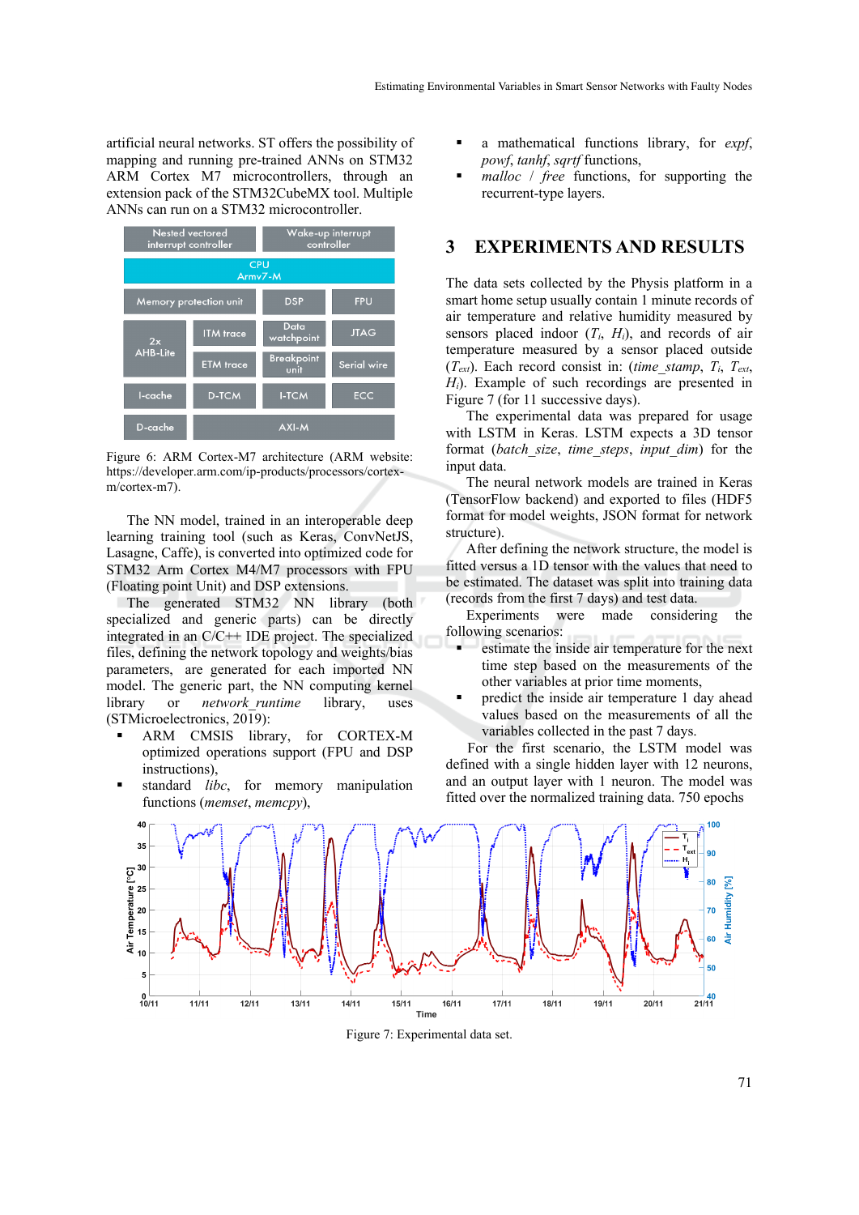artificial neural networks. ST offers the possibility of mapping and running pre-trained ANNs on STM32 ARM Cortex M7 microcontrollers, through an extension pack of the STM32CubeMX tool. Multiple ANNs can run on a STM32 microcontroller.

Figure 6: ARM Cortex-M7 architecture (ARM website: https://developer.arm.com/ip-products/processors/cortex-m/cortex-m7).

The NN model, trained in an interoperable deep learning training tool (such as Keras, ConvNetJS, Lasagne, Caffe), is converted into optimized code for STM32 Arm Cortex M4/M7 processors with FPU (Floating point Unit) and DSP extensions.

The generated STM32 NN library (both specialized and generic parts) can be directly integrated in an C/C++ IDE project. The specialized files, defining the network topology and weights/bias parameters, are generated for each imported NN model. The generic part, the NN computing kernel library or *network_runtime* library, uses (STMicroelectronics, 2019):

- ARM CMSIS library, for CORTEX-M optimized operations support (FPU and DSP instructions),
- standard *libc*, for memory manipulation functions (*memset*, *memcpy*),
- a mathematical functions library, for *expf*, *powf*, *tanhf*, *sqrtf* functions,
- *malloc* / *free* functions, for supporting the recurrent-type layers.

## 3 EXPERIMENTS AND RESULTS

The data sets collected by the Physis platform in a smart home setup usually contain 1 minute records of air temperature and relative humidity measured by sensors placed indoor ($T_i$, $H_i$), and records of air temperature measured by a sensor placed outside ($T_{ext}$). Each record consist in: (*time_stamp*, $T_i$, $T_{ext}$, $H_i$). Example of such recordings are presented in Figure 7 (for 11 successive days).

The experimental data was prepared for usage with LSTM in Keras. LSTM expects a 3D tensor format (*batch_size*, *time_steps*, *input_dim*) for the input data.

The neural network models are trained in Keras (TensorFlow backend) and exported to files (HDF5 format for model weights, JSON format for network structure).

After defining the network structure, the model is fitted versus a 1D tensor with the values that need to be estimated. The dataset was split into training data (records from the first 7 days) and test data.

Experiments were made considering the following scenarios:

- estimate the inside air temperature for the next time step based on the measurements of the other variables at prior time moments,
- predict the inside air temperature 1 day ahead values based on the measurements of all the variables collected in the past 7 days.

For the first scenario, the LSTM model was defined with a single hidden layer with 12 neurons, and an output layer with 1 neuron. The model was fitted over the normalized training data. 750 epochs

Figure 7: Experimental data set.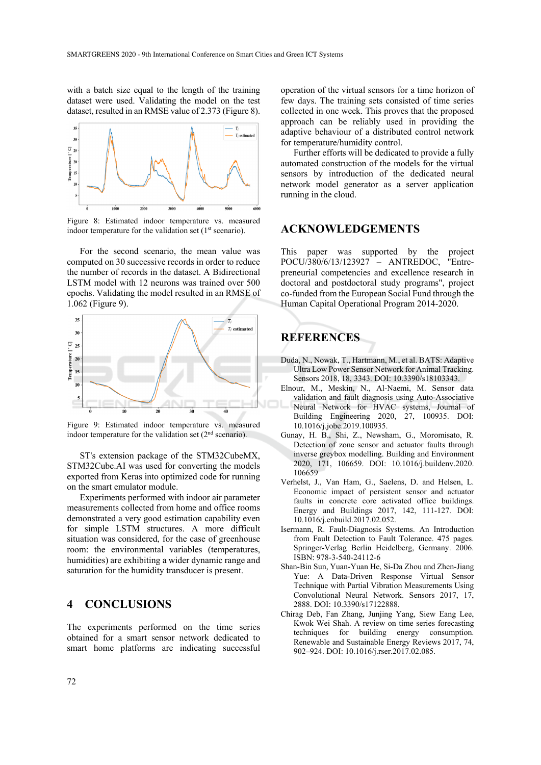with a batch size equal to the length of the training dataset were used. Validating the model on the test dataset, resulted in an RMSE value of 2.373 (Figure 8).

Figure 8: Estimated indoor temperature vs. measured indoor temperature for the validation set (1st scenario).

For the second scenario, the mean value was computed on 30 successive records in order to reduce the number of records in the dataset. A Bidirectional LSTM model with 12 neurons was trained over 500 epochs. Validating the model resulted in an RMSE of 1.062 (Figure 9).

Figure 9: Estimated indoor temperature vs. measured indoor temperature for the validation set (2nd scenario).

ST's extension package of the STM32CubeMX, STM32Cube.AI was used for converting the models exported from Keras into optimized code for running on the smart emulator module.

Experiments performed with indoor air parameter measurements collected from home and office rooms demonstrated a very good estimation capability even for simple LSTM structures. A more difficult situation was considered, for the case of greenhouse room: the environmental variables (temperatures, humidities) are exhibiting a wider dynamic range and saturation for the humidity transducer is present.

# 4 CONCLUSIONS

The experiments performed on the time series obtained for a smart sensor network dedicated to smart home platforms are indicating successful operation of the virtual sensors for a time horizon of few days. The training sets consisted of time series collected in one week. This proves that the proposed approach can be reliably used in providing the adaptive behaviour of a distributed control network for temperature/humidity control.

Further efforts will be dedicated to provide a fully automated construction of the models for the virtual sensors by introduction of the dedicated neural network model generator as a server application running in the cloud.

# ACKNOWLEDGEMENTS

This paper was supported by the project POCU/380/6/13/123927 – ANTREDOC, "Entrepreneurial competencies and excellence research in doctoral and postdoctoral study programs", project co-funded from the European Social Fund through the Human Capital Operational Program 2014-2020.

# REFERENCES

Duda, N., Nowak, T., Hartmann, M., et al. BATS: Adaptive Ultra Low Power Sensor Network for Animal Tracking. Sensors 2018, 18, 3343. DOI: 10.3390/s18103343.

Elnour, M., Meskin, N., Al-Naemi, M. Sensor data validation and fault diagnosis using Auto-Associative Neural Network for HVAC systems, Journal of Building Engineering 2020, 27, 100935. DOI: 10.1016/j.jobe.2019.100935.

Gunay, H. B., Shi, Z., Newsham, G., Moromisato, R. Detection of zone sensor and actuator faults through inverse greybox modelling. Building and Environment 2020, 171, 106659. DOI: 10.1016/j.buildenv.2020.106659

Verhelst, J., Van Ham, G., Saelens, D. and Helsen, L. Economic impact of persistent sensor and actuator faults in concrete core activated office buildings. Energy and Buildings 2017, 142, 111-127. DOI: 10.1016/j.enbuild.2017.02.052.

Isermann, R. Fault-Diagnosis Systems. An Introduction from Fault Detection to Fault Tolerance. 475 pages. Springer-Verlag Berlin Heidelberg, Germany. 2006. ISBN: 978-3-540-24112-6

Shan-Bin Sun, Yuan-Yuan He, Si-Da Zhou and Zhen-Jiang Yue: A Data-Driven Response Virtual Sensor Technique with Partial Vibration Measurements Using Convolutional Neural Network. Sensors 2017, 17, 2888. DOI: 10.3390/s17122888.

Chirag Deb, Fan Zhang, Junjing Yang, Siew Eang Lee, Kwok Wei Shah. A review on time series forecasting techniques for building energy consumption. Renewable and Sustainable Energy Reviews 2017, 74, 902–924. DOI: 10.1016/j.rser.2017.02.085.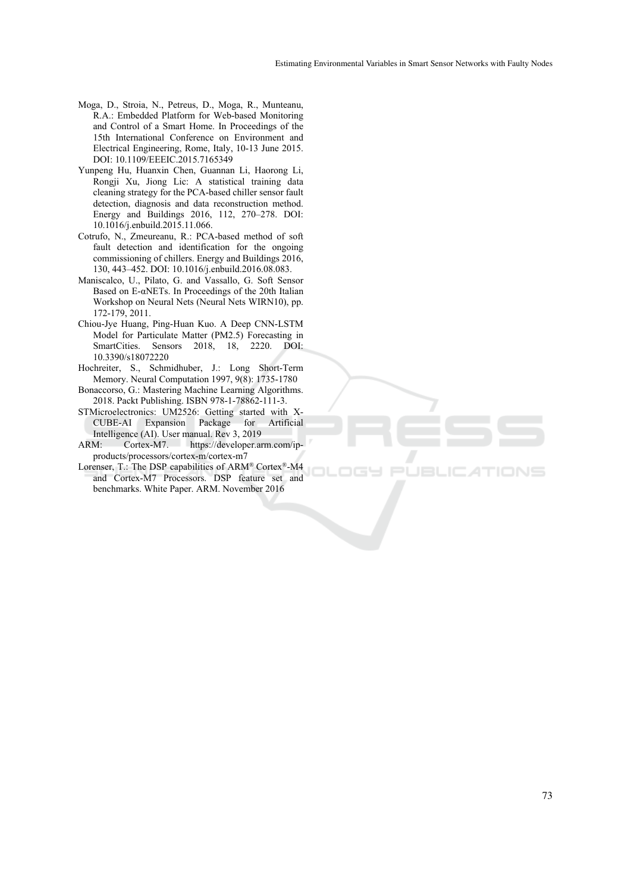Moga, D., Stroia, N., Petreus, D., Moga, R., Munteanu, R.A.: Embedded Platform for Web-based Monitoring and Control of a Smart Home. In Proceedings of the 15th International Conference on Environment and Electrical Engineering, Rome, Italy, 10-13 June 2015. DOI: 10.1109/EEEIC.2015.7165349

Yunpeng Hu, Huanxin Chen, Guannan Li, Haorong Li, Rongji Xu, Jiong Lic: A statistical training data cleaning strategy for the PCA-based chiller sensor fault detection, diagnosis and data reconstruction method. Energy and Buildings 2016, 112, 270–278. DOI: 10.1016/j.enbuild.2015.11.066.

Cotrufo, N., Zmeureanu, R.: PCA-based method of soft fault detection and identification for the ongoing commissioning of chillers. Energy and Buildings 2016, 130, 443–452. DOI: 10.1016/j.enbuild.2016.08.083.

Maniscalco, U., Pilato, G. and Vassallo, G. Soft Sensor Based on E-αNETs. In Proceedings of the 20th Italian Workshop on Neural Nets (Neural Nets WIRN10), pp. 172-179, 2011.

Chiou-Jye Huang, Ping-Huan Kuo. A Deep CNN-LSTM Model for Particulate Matter (PM2.5) Forecasting in SmartCities. Sensors 2018, 18, 2220. DOI: 10.3390/s18072220

Hochreiter, S., Schmidhuber, J.: Long Short-Term Memory. Neural Computation 1997, 9(8): 1735-1780

Bonaccorso, G.: Mastering Machine Learning Algorithms. 2018. Packt Publishing. ISBN 978-1-78862-111-3.

STMicroelectronics: UM2526: Getting started with X-CUBE-AI Expansion Package for Artificial Intelligence (AI). User manual. Rev 3, 2019

ARM: Cortex-M7. https://developer.arm.com/ip-products/processors/cortex-m/cortex-m7

Lorenser, T.: The DSP capabilities of ARM® Cortex®-M4 and Cortex-M7 Processors. DSP feature set and benchmarks. White Paper. ARM. November 2016